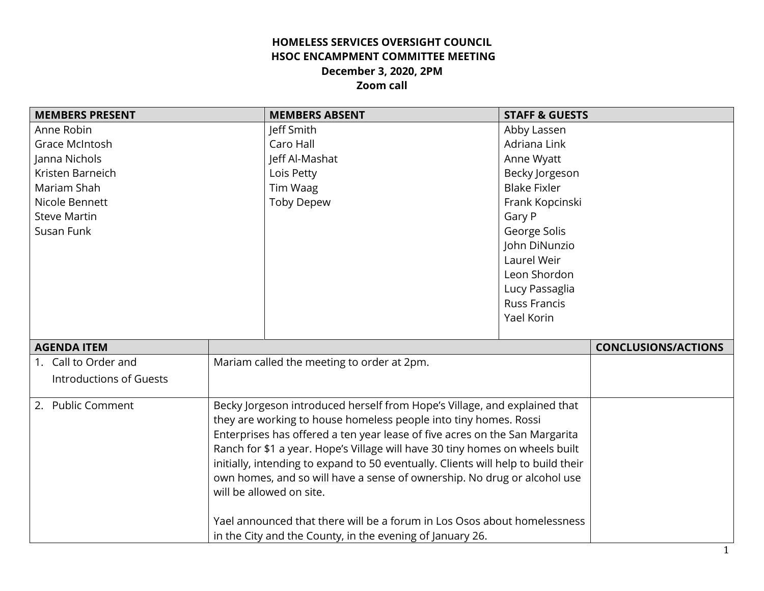**HOMELESS SERVICES OVERSIGHT COUNCIL**
**HSOC ENCAMPMENT COMMITTEE MEETING**
**December 3, 2020, 2PM**
**Zoom call**

| MEMBERS PRESENT | MEMBERS ABSENT | STAFF & GUESTS |
|---|---|---|
| Anne Robin<br>Grace McIntosh<br>Janna Nichols<br>Kristen Barneich<br>Mariam Shah<br>Nicole Bennett<br>Steve Martin<br>Susan Funk | Jeff Smith<br>Caro Hall<br>Jeff Al-Mashat<br>Lois Petty<br>Tim Waag<br>Toby Depew | Abby Lassen<br>Adriana Link<br>Anne Wyatt<br>Becky Jorgeson<br>Blake Fixler<br>Frank Kopcinski<br>Gary P<br>George Solis<br>John DiNunzio<br>Laurel Weir<br>Leon Shordon<br>Lucy Passaglia<br>Russ Francis<br>Yael Korin |

| AGENDA ITEM | | CONCLUSIONS/ACTIONS |
|---|---|---|
| 1. Call to Order and Introductions of Guests | Mariam called the meeting to order at 2pm. | |
| 2. Public Comment | Becky Jorgeson introduced herself from Hope's Village, and explained that they are working to house homeless people into tiny homes. Rossi Enterprises has offered a ten year lease of five acres on the San Margarita Ranch for $1 a year. Hope's Village will have 30 tiny homes on wheels built initially, intending to expand to 50 eventually. Clients will help to build their own homes, and so will have a sense of ownership. No drug or alcohol use will be allowed on site.<br><br>Yael announced that there will be a forum in Los Osos about homelessness in the City and the County, in the evening of January 26. | |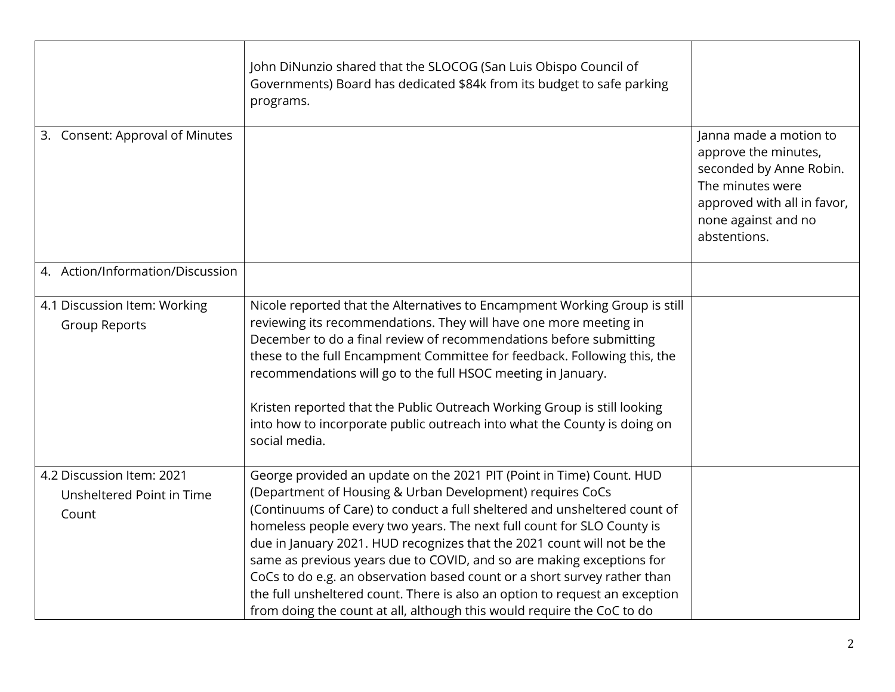| | | |
|---|---|---|
| | John DiNunzio shared that the SLOCOG (San Luis Obispo Council of Governments) Board has dedicated $84k from its budget to safe parking programs. | |
| 3. Consent: Approval of Minutes | | Janna made a motion to approve the minutes, seconded by Anne Robin. The minutes were approved with all in favor, none against and no abstentions. |
| 4. Action/Information/Discussion | | |
| 4.1 Discussion Item: Working Group Reports | Nicole reported that the Alternatives to Encampment Working Group is still reviewing its recommendations. They will have one more meeting in December to do a final review of recommendations before submitting these to the full Encampment Committee for feedback. Following this, the recommendations will go to the full HSOC meeting in January.<br><br>Kristen reported that the Public Outreach Working Group is still looking into how to incorporate public outreach into what the County is doing on social media. | |
| 4.2 Discussion Item: 2021 Unsheltered Point in Time Count | George provided an update on the 2021 PIT (Point in Time) Count. HUD (Department of Housing & Urban Development) requires CoCs (Continuums of Care) to conduct a full sheltered and unsheltered count of homeless people every two years. The next full count for SLO County is due in January 2021. HUD recognizes that the 2021 count will not be the same as previous years due to COVID, and so are making exceptions for CoCs to do e.g. an observation based count or a short survey rather than the full unsheltered count. There is also an option to request an exception from doing the count at all, although this would require the CoC to do | |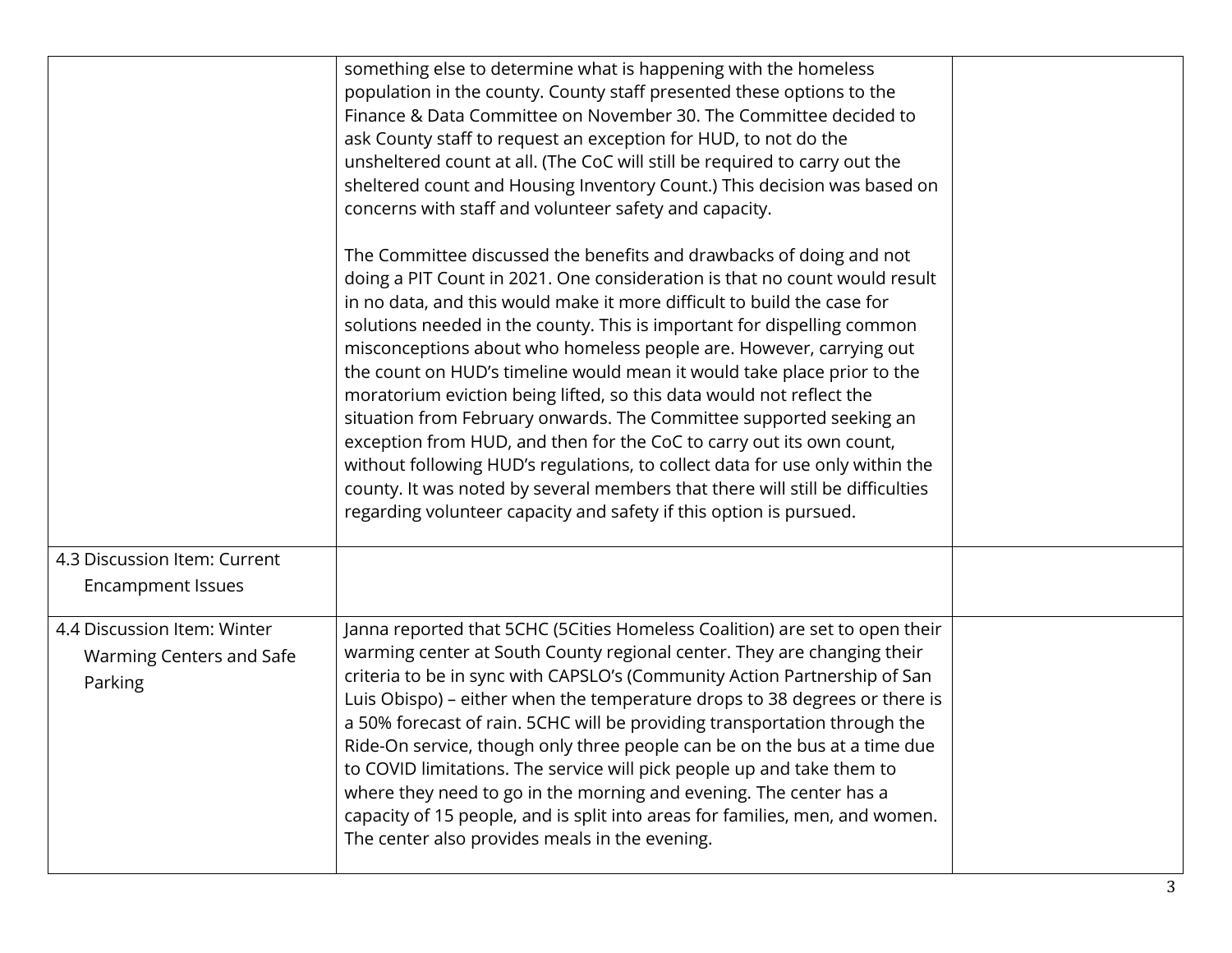| | | |
|---|---|---|
| | something else to determine what is happening with the homeless population in the county. County staff presented these options to the Finance & Data Committee on November 30. The Committee decided to ask County staff to request an exception for HUD, to not do the unsheltered count at all. (The CoC will still be required to carry out the sheltered count and Housing Inventory Count.) This decision was based on concerns with staff and volunteer safety and capacity.<br><br>The Committee discussed the benefits and drawbacks of doing and not doing a PIT Count in 2021. One consideration is that no count would result in no data, and this would make it more difficult to build the case for solutions needed in the county. This is important for dispelling common misconceptions about who homeless people are. However, carrying out the count on HUD's timeline would mean it would take place prior to the moratorium eviction being lifted, so this data would not reflect the situation from February onwards. The Committee supported seeking an exception from HUD, and then for the CoC to carry out its own count, without following HUD's regulations, to collect data for use only within the county. It was noted by several members that there will still be difficulties regarding volunteer capacity and safety if this option is pursued. | |
| 4.3 Discussion Item: Current Encampment Issues | | |
| 4.4 Discussion Item: Winter Warming Centers and Safe Parking | Janna reported that 5CHC (5Cities Homeless Coalition) are set to open their warming center at South County regional center. They are changing their criteria to be in sync with CAPSLO's (Community Action Partnership of San Luis Obispo) – either when the temperature drops to 38 degrees or there is a 50% forecast of rain. 5CHC will be providing transportation through the Ride-On service, though only three people can be on the bus at a time due to COVID limitations. The service will pick people up and take them to where they need to go in the morning and evening. The center has a capacity of 15 people, and is split into areas for families, men, and women. The center also provides meals in the evening. | |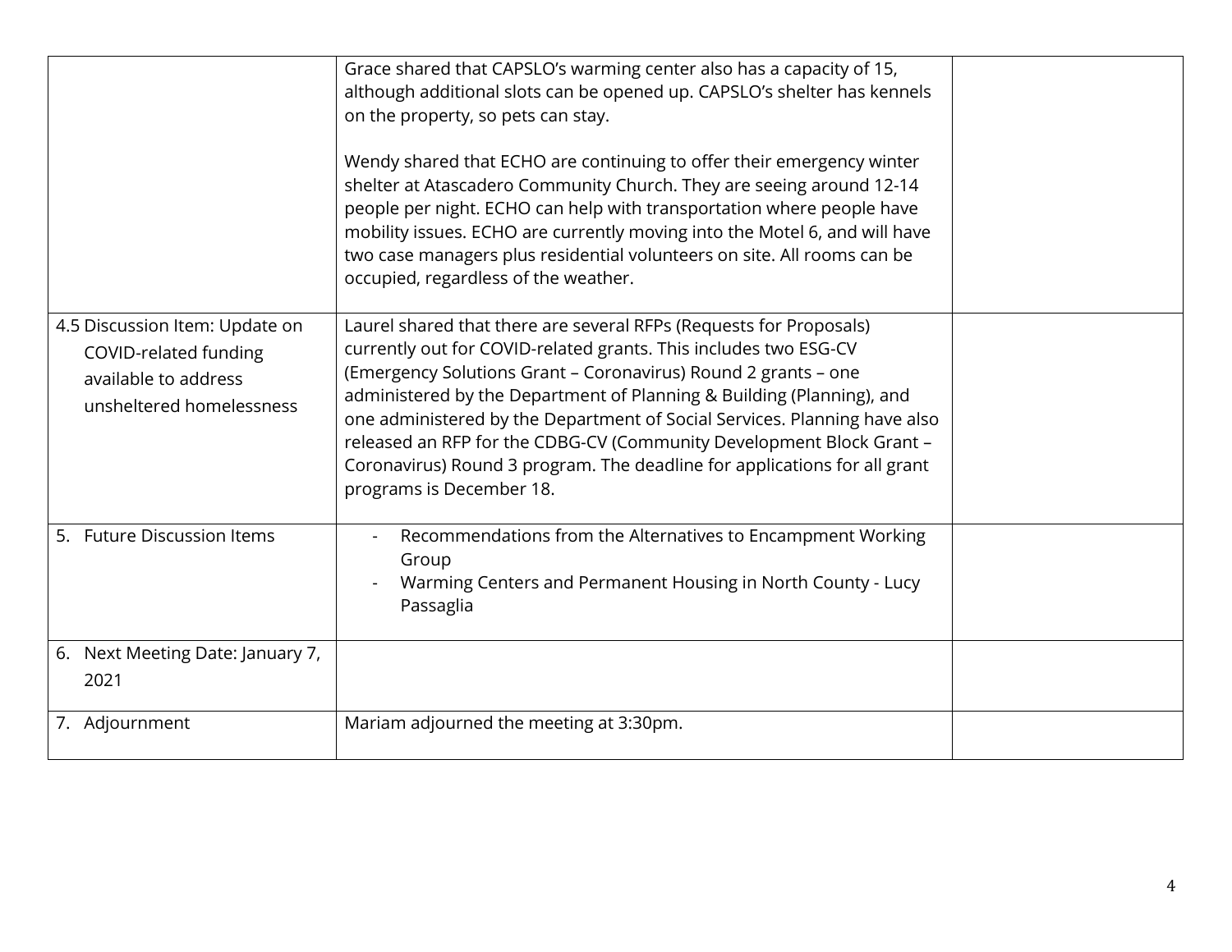| | | |
|---|---|---|
| | Grace shared that CAPSLO's warming center also has a capacity of 15, although additional slots can be opened up. CAPSLO's shelter has kennels on the property, so pets can stay.<br><br>Wendy shared that ECHO are continuing to offer their emergency winter shelter at Atascadero Community Church. They are seeing around 12-14 people per night. ECHO can help with transportation where people have mobility issues. ECHO are currently moving into the Motel 6, and will have two case managers plus residential volunteers on site. All rooms can be occupied, regardless of the weather. | |
| 4.5 Discussion Item: Update on COVID-related funding available to address unsheltered homelessness | Laurel shared that there are several RFPs (Requests for Proposals) currently out for COVID-related grants. This includes two ESG-CV (Emergency Solutions Grant – Coronavirus) Round 2 grants – one administered by the Department of Planning & Building (Planning), and one administered by the Department of Social Services. Planning have also released an RFP for the CDBG-CV (Community Development Block Grant – Coronavirus) Round 3 program. The deadline for applications for all grant programs is December 18. | |
| 5. Future Discussion Items | - Recommendations from the Alternatives to Encampment Working Group<br>- Warming Centers and Permanent Housing in North County - Lucy Passaglia | |
| 6. Next Meeting Date: January 7, 2021 | | |
| 7. Adjournment | Mariam adjourned the meeting at 3:30pm. | |